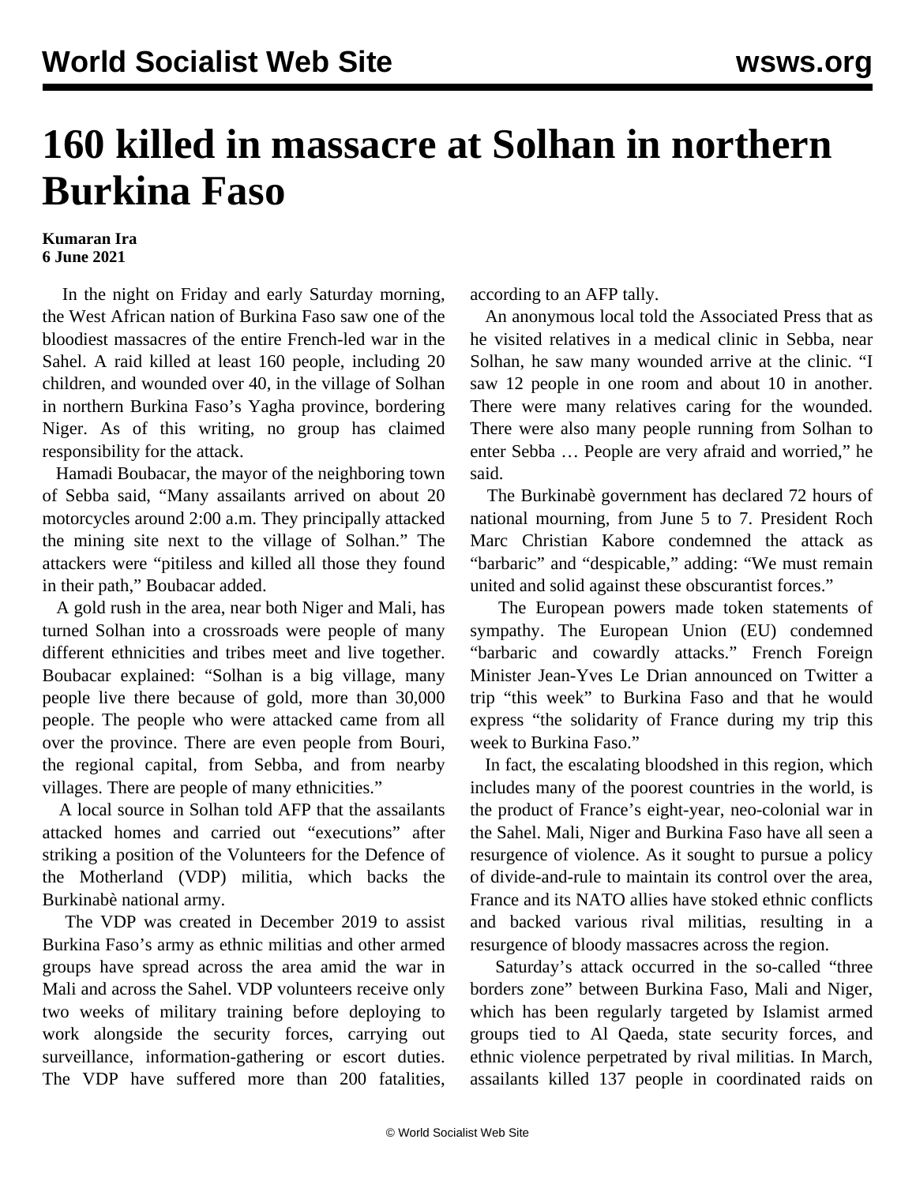# 160 killed in massacre at Solhan in northern Burkina Faso

**Kumaran Ira**
**6 June 2021**

In the night on Friday and early Saturday morning, the West African nation of Burkina Faso saw one of the bloodiest massacres of the entire French-led war in the Sahel. A raid killed at least 160 people, including 20 children, and wounded over 40, in the village of Solhan in northern Burkina Faso's Yagha province, bordering Niger. As of this writing, no group has claimed responsibility for the attack.

Hamadi Boubacar, the mayor of the neighboring town of Sebba said, "Many assailants arrived on about 20 motorcycles around 2:00 a.m. They principally attacked the mining site next to the village of Solhan." The attackers were "pitiless and killed all those they found in their path," Boubacar added.

A gold rush in the area, near both Niger and Mali, has turned Solhan into a crossroads were people of many different ethnicities and tribes meet and live together. Boubacar explained: "Solhan is a big village, many people live there because of gold, more than 30,000 people. The people who were attacked came from all over the province. There are even people from Bouri, the regional capital, from Sebba, and from nearby villages. There are people of many ethnicities."

A local source in Solhan told AFP that the assailants attacked homes and carried out "executions" after striking a position of the Volunteers for the Defence of the Motherland (VDP) militia, which backs the Burkinabè national army.

The VDP was created in December 2019 to assist Burkina Faso's army as ethnic militias and other armed groups have spread across the area amid the war in Mali and across the Sahel. VDP volunteers receive only two weeks of military training before deploying to work alongside the security forces, carrying out surveillance, information-gathering or escort duties. The VDP have suffered more than 200 fatalities, according to an AFP tally.

An anonymous local told the Associated Press that as he visited relatives in a medical clinic in Sebba, near Solhan, he saw many wounded arrive at the clinic. "I saw 12 people in one room and about 10 in another. There were many relatives caring for the wounded. There were also many people running from Solhan to enter Sebba … People are very afraid and worried," he said.

The Burkinabè government has declared 72 hours of national mourning, from June 5 to 7. President Roch Marc Christian Kabore condemned the attack as "barbaric" and "despicable," adding: "We must remain united and solid against these obscurantist forces."

The European powers made token statements of sympathy. The European Union (EU) condemned "barbaric and cowardly attacks." French Foreign Minister Jean-Yves Le Drian announced on Twitter a trip "this week" to Burkina Faso and that he would express "the solidarity of France during my trip this week to Burkina Faso."

In fact, the escalating bloodshed in this region, which includes many of the poorest countries in the world, is the product of France's eight-year, neo-colonial war in the Sahel. Mali, Niger and Burkina Faso have all seen a resurgence of violence. As it sought to pursue a policy of divide-and-rule to maintain its control over the area, France and its NATO allies have stoked ethnic conflicts and backed various rival militias, resulting in a resurgence of bloody massacres across the region.

Saturday's attack occurred in the so-called "three borders zone" between Burkina Faso, Mali and Niger, which has been regularly targeted by Islamist armed groups tied to Al Qaeda, state security forces, and ethnic violence perpetrated by rival militias. In March, assailants killed 137 people in coordinated raids on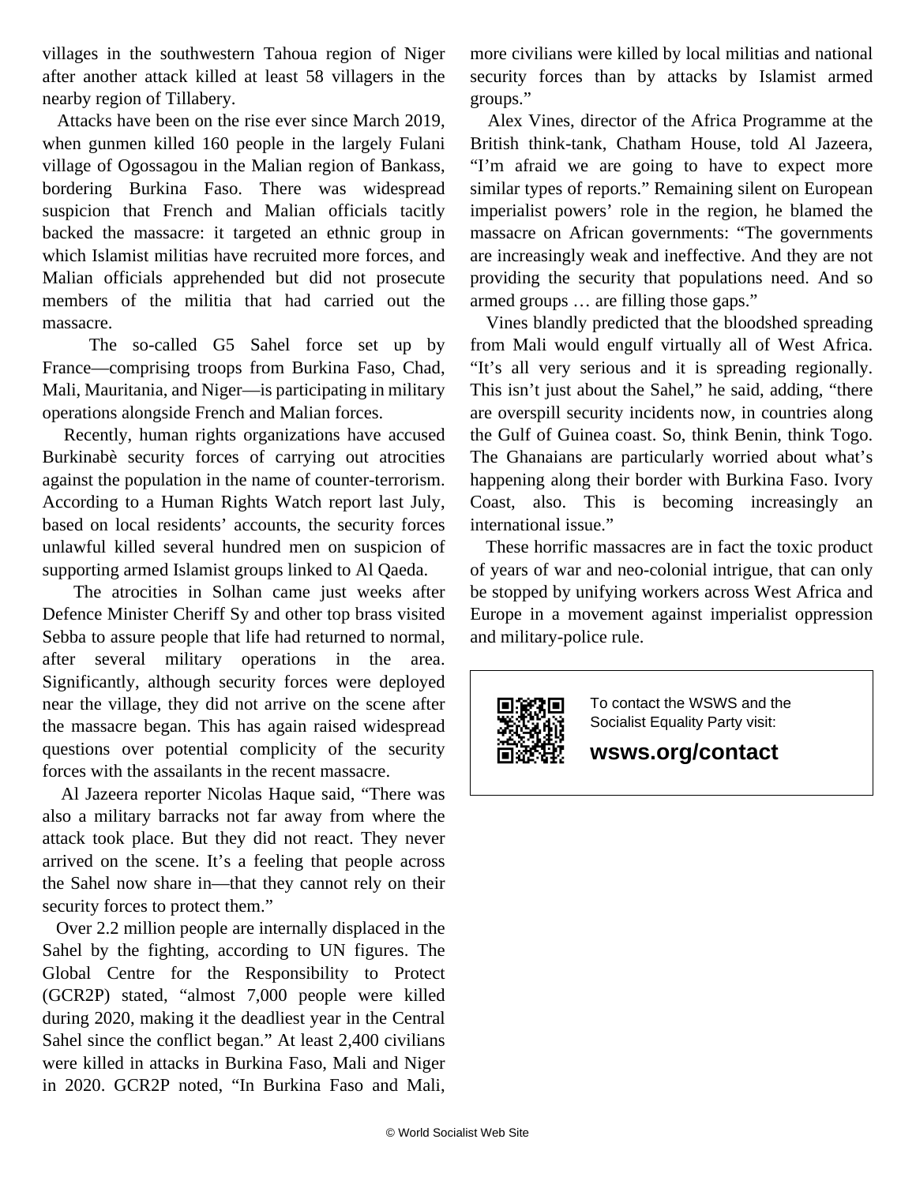villages in the southwestern Tahoua region of Niger after another attack killed at least 58 villagers in the nearby region of Tillabery.

Attacks have been on the rise ever since March 2019, when gunmen killed 160 people in the largely Fulani village of Ogossagou in the Malian region of Bankass, bordering Burkina Faso. There was widespread suspicion that French and Malian officials tacitly backed the massacre: it targeted an ethnic group in which Islamist militias have recruited more forces, and Malian officials apprehended but did not prosecute members of the militia that had carried out the massacre.

The so-called G5 Sahel force set up by France—comprising troops from Burkina Faso, Chad, Mali, Mauritania, and Niger—is participating in military operations alongside French and Malian forces.

Recently, human rights organizations have accused Burkinabè security forces of carrying out atrocities against the population in the name of counter-terrorism. According to a Human Rights Watch report last July, based on local residents' accounts, the security forces unlawful killed several hundred men on suspicion of supporting armed Islamist groups linked to Al Qaeda.

The atrocities in Solhan came just weeks after Defence Minister Cheriff Sy and other top brass visited Sebba to assure people that life had returned to normal, after several military operations in the area. Significantly, although security forces were deployed near the village, they did not arrive on the scene after the massacre began. This has again raised widespread questions over potential complicity of the security forces with the assailants in the recent massacre.

Al Jazeera reporter Nicolas Haque said, "There was also a military barracks not far away from where the attack took place. But they did not react. They never arrived on the scene. It's a feeling that people across the Sahel now share in—that they cannot rely on their security forces to protect them."

Over 2.2 million people are internally displaced in the Sahel by the fighting, according to UN figures. The Global Centre for the Responsibility to Protect (GCR2P) stated, "almost 7,000 people were killed during 2020, making it the deadliest year in the Central Sahel since the conflict began." At least 2,400 civilians were killed in attacks in Burkina Faso, Mali and Niger in 2020. GCR2P noted, "In Burkina Faso and Mali, more civilians were killed by local militias and national security forces than by attacks by Islamist armed groups."

Alex Vines, director of the Africa Programme at the British think-tank, Chatham House, told Al Jazeera, "I'm afraid we are going to have to expect more similar types of reports." Remaining silent on European imperialist powers' role in the region, he blamed the massacre on African governments: "The governments are increasingly weak and ineffective. And they are not providing the security that populations need. And so armed groups … are filling those gaps."

Vines blandly predicted that the bloodshed spreading from Mali would engulf virtually all of West Africa. "It's all very serious and it is spreading regionally. This isn't just about the Sahel," he said, adding, "there are overspill security incidents now, in countries along the Gulf of Guinea coast. So, think Benin, think Togo. The Ghanaians are particularly worried about what's happening along their border with Burkina Faso. Ivory Coast, also. This is becoming increasingly an international issue."

These horrific massacres are in fact the toxic product of years of war and neo-colonial intrigue, that can only be stopped by unifying workers across West Africa and Europe in a movement against imperialist oppression and military-police rule.

To contact the WSWS and the Socialist Equality Party visit:

**wsws.org/contact**